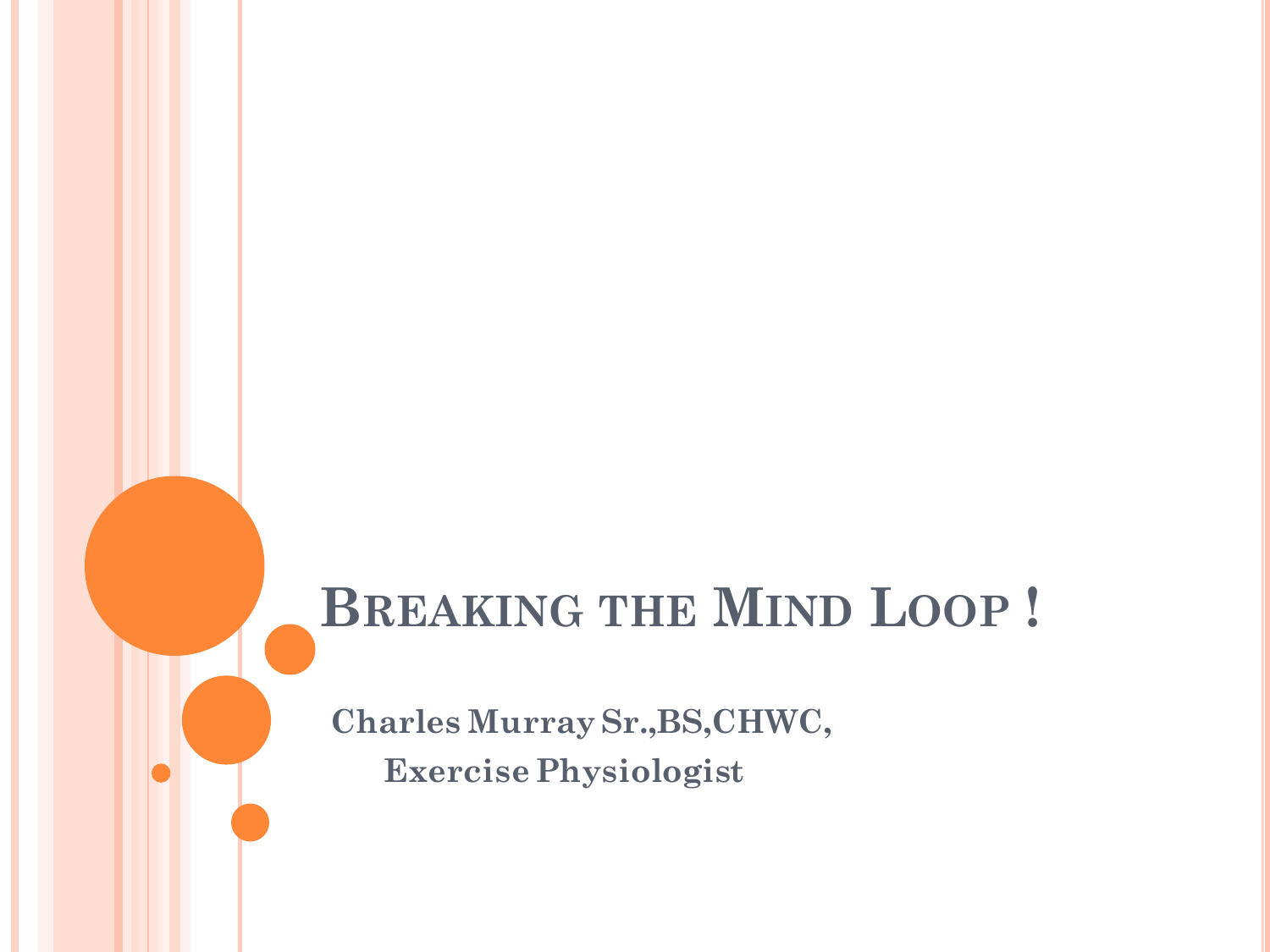# Breaking the Mind Loop !

**Charles Murray Sr.,BS,CHWC,**

**Exercise Physiologist**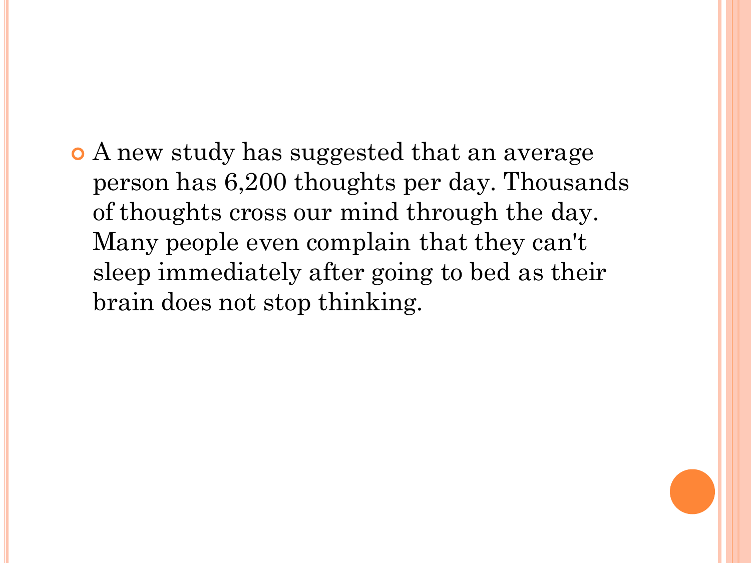- A new study has suggested that an average person has 6,200 thoughts per day. Thousands of thoughts cross our mind through the day. Many people even complain that they can't sleep immediately after going to bed as their brain does not stop thinking.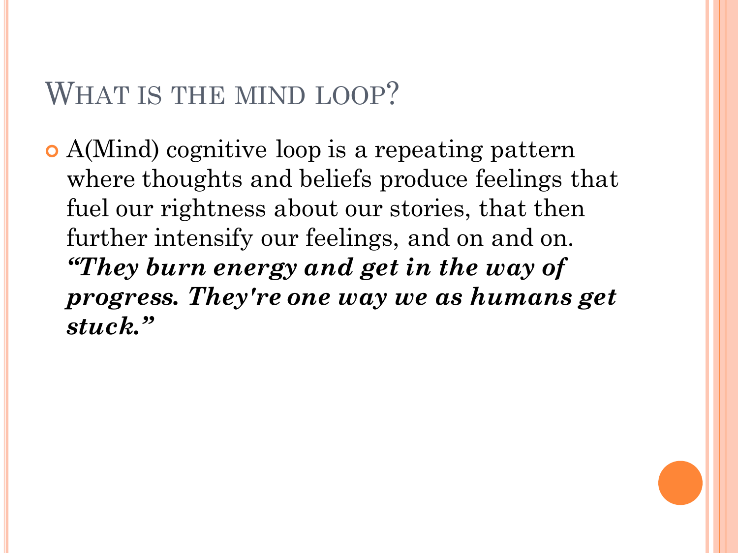# WHAT IS THE MIND LOOP?

- A(Mind) cognitive loop is a repeating pattern where thoughts and beliefs produce feelings that fuel our rightness about our stories, that then further intensify our feelings, and on and on. ***"They burn energy and get in the way of progress. They're one way we as humans get stuck."***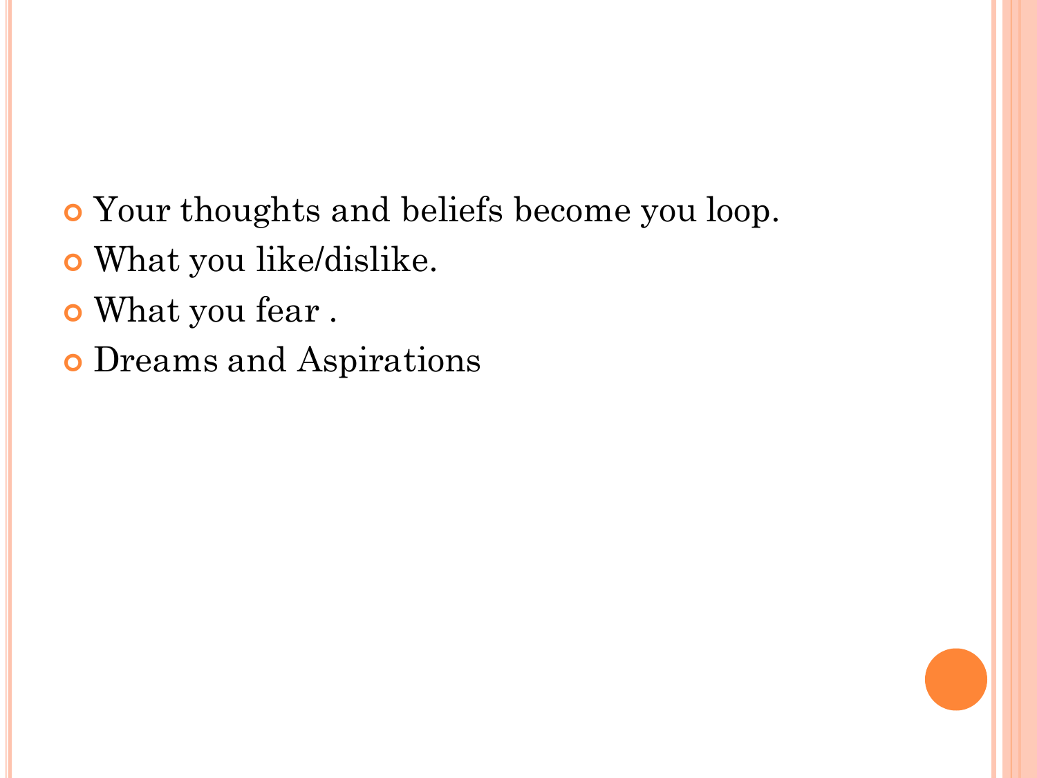- Your thoughts and beliefs become you loop.
- What you like/dislike.
- What you fear .
- Dreams and Aspirations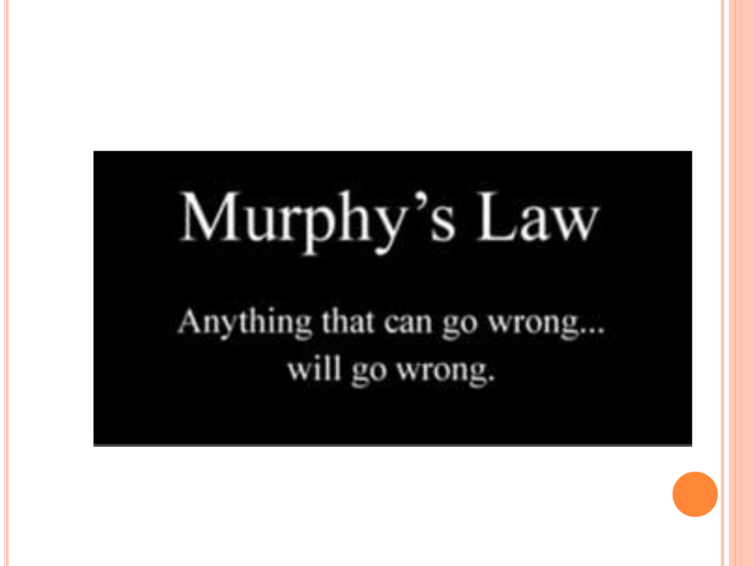# Murphy's Law

Anything that can go wrong...
will go wrong.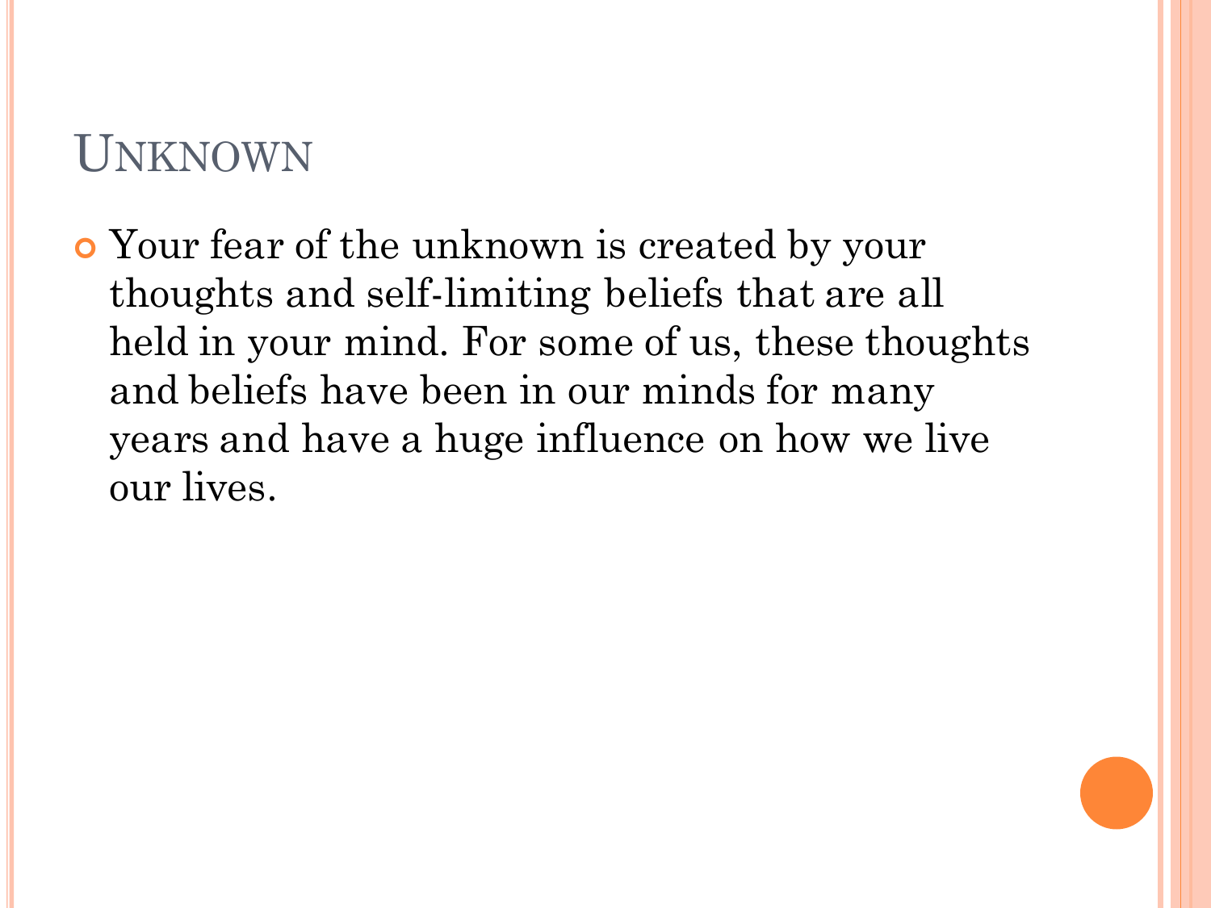# Unknown

- Your fear of the unknown is created by your thoughts and self-limiting beliefs that are all held in your mind. For some of us, these thoughts and beliefs have been in our minds for many years and have a huge influence on how we live our lives.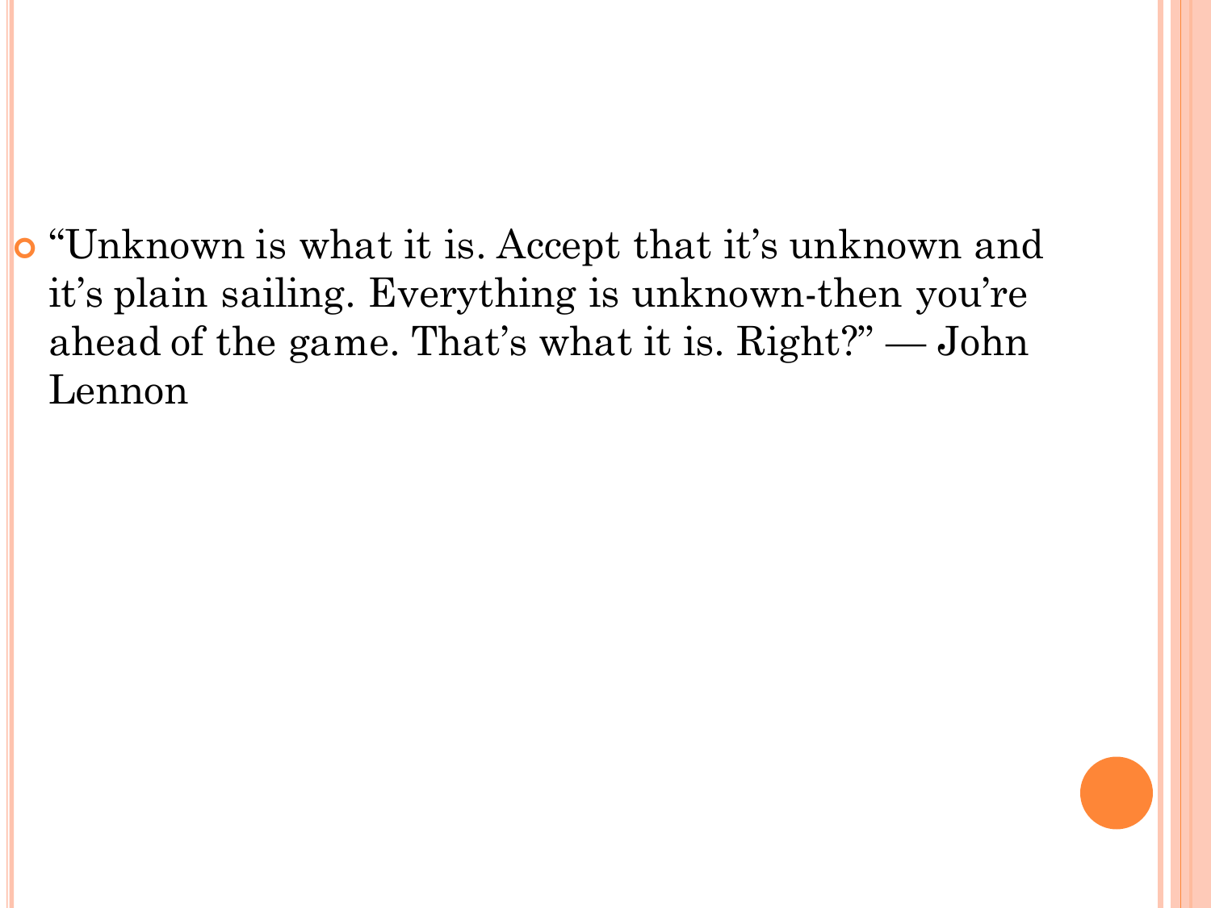- “Unknown is what it is. Accept that it’s unknown and it’s plain sailing. Everything is unknown-then you’re ahead of the game. That’s what it is. Right?” — John Lennon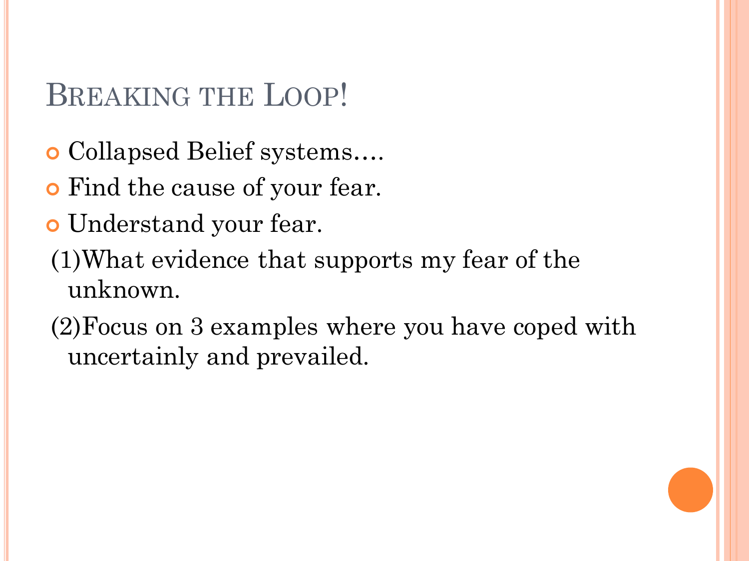# Breaking the Loop!

- Collapsed Belief systems….
- Find the cause of your fear.
- Understand your fear.

(1)What evidence that supports my fear of the unknown.

(2)Focus on 3 examples where you have coped with uncertainly and prevailed.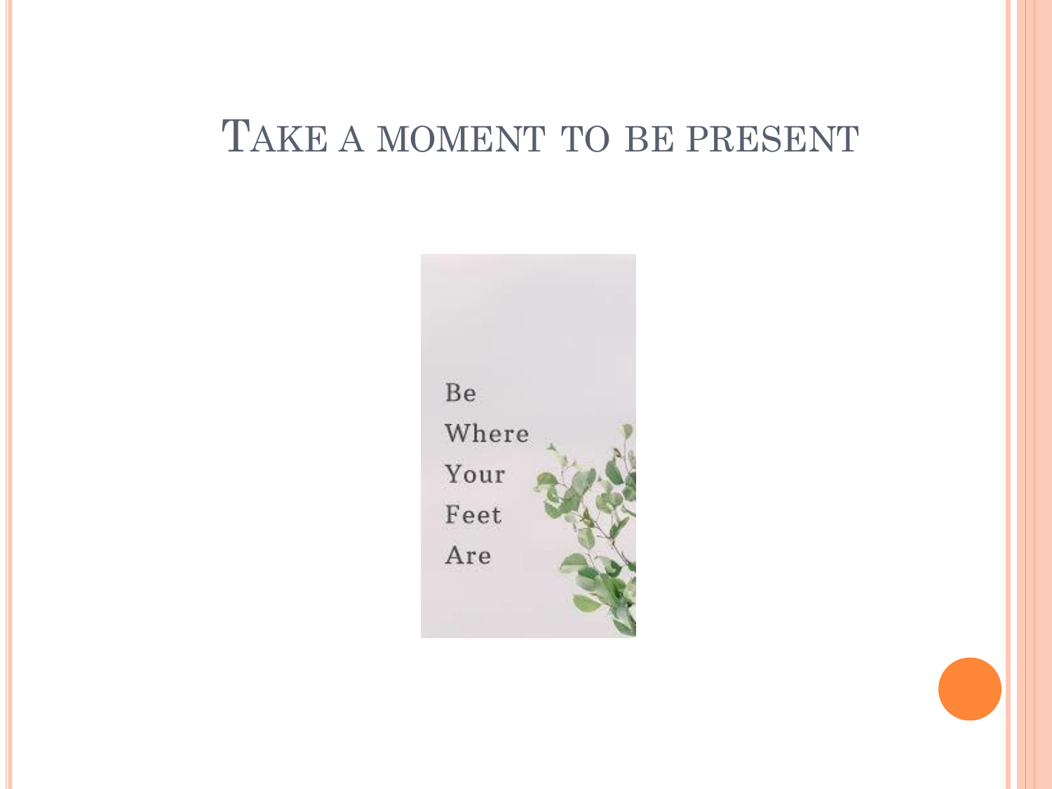# Take a moment to be present

Be
Where
Your
Feet
Are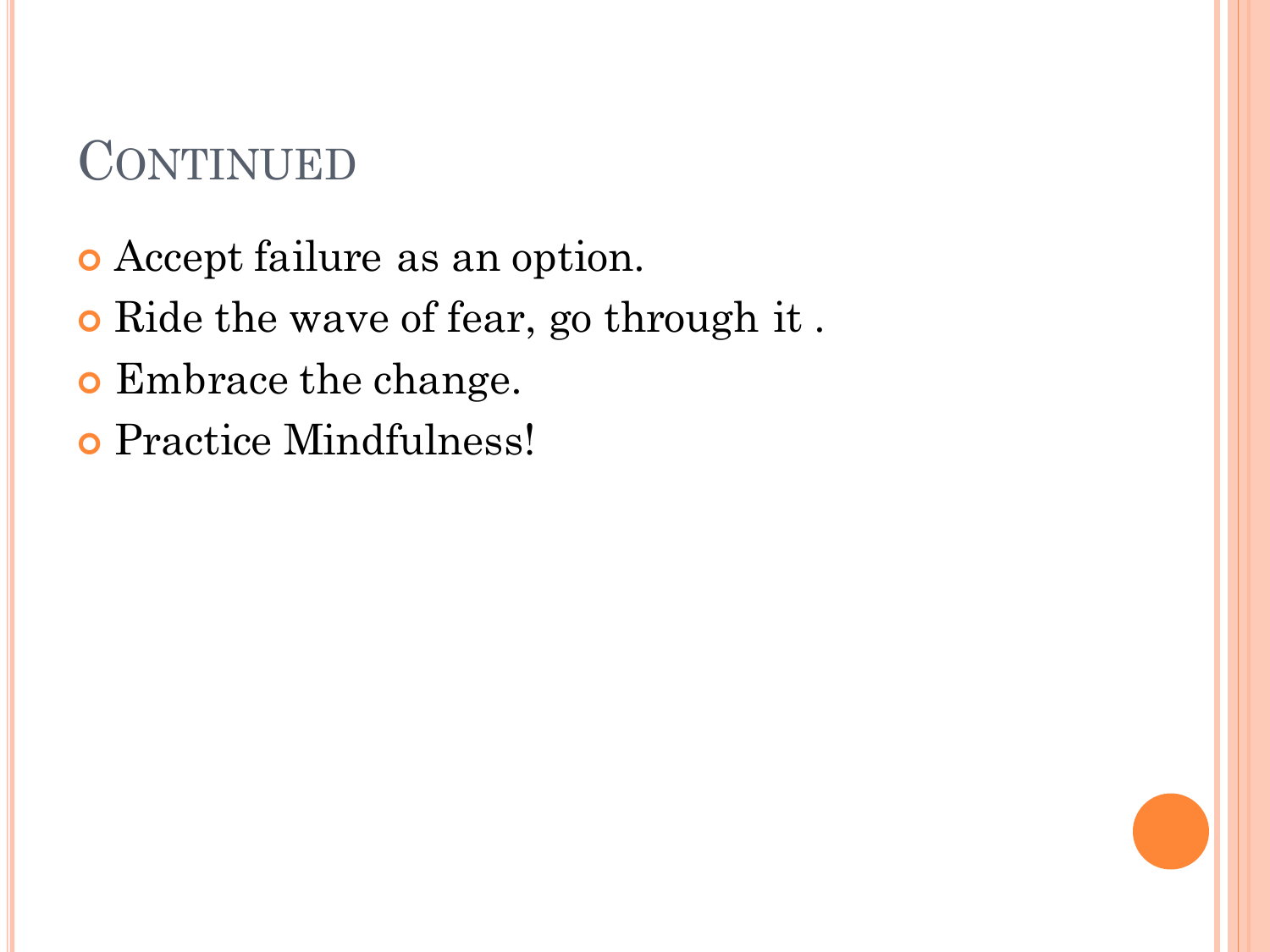# Continued

- Accept failure as an option.
- Ride the wave of fear, go through it .
- Embrace the change.
- Practice Mindfulness!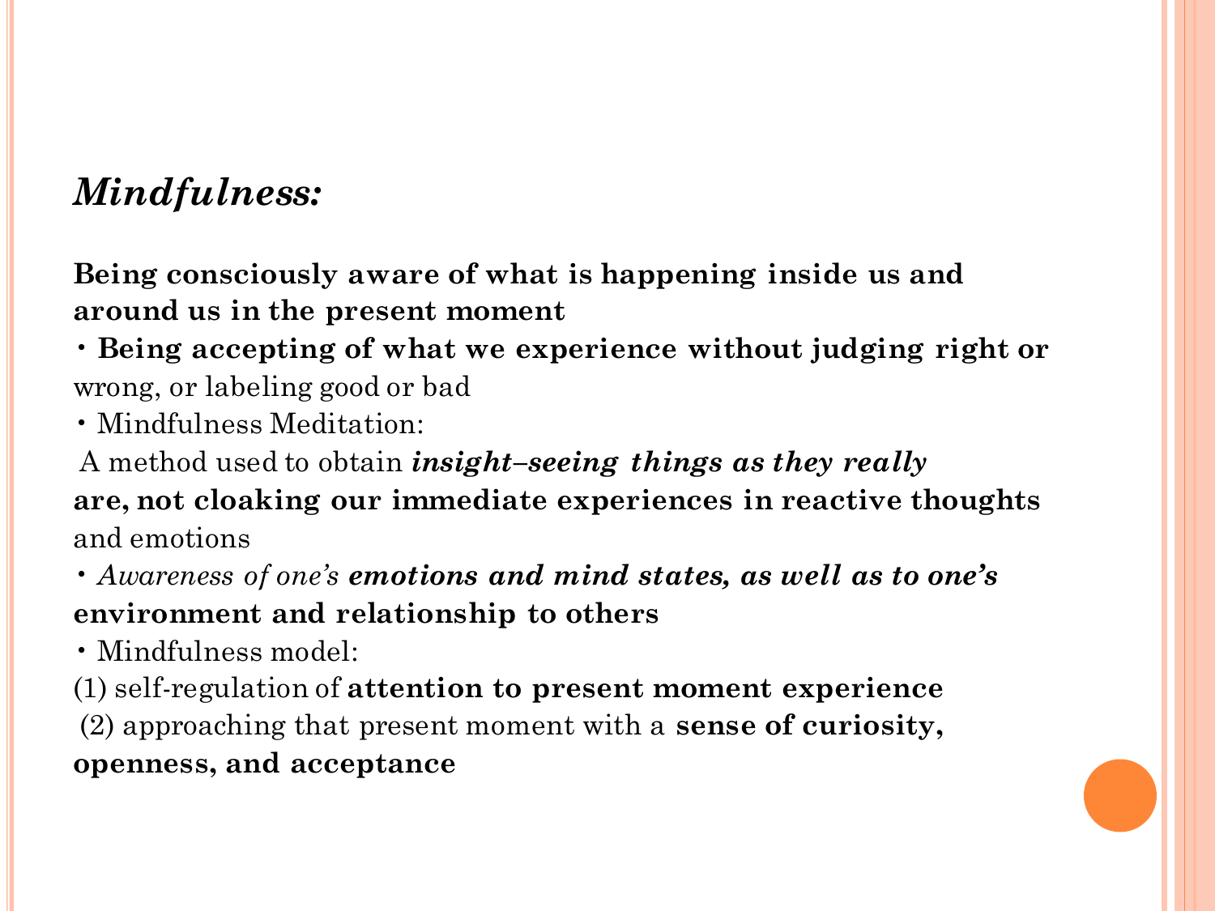## *Mindfulness:*

**Being consciously aware of what is happening inside us and around us in the present moment**

- **Being accepting of what we experience without judging right or** wrong, or labeling good or bad
- Mindfulness Meditation:
  A method used to obtain ***insight–seeing things as they really*** **are, not cloaking our immediate experiences in reactive thoughts** and emotions
- *Awareness of one's* ***emotions and mind states, as well as to one's*** **environment and relationship to others**
- Mindfulness model:

(1) self-regulation of **attention to present moment experience**

(2) approaching that present moment with a **sense of curiosity, openness, and acceptance**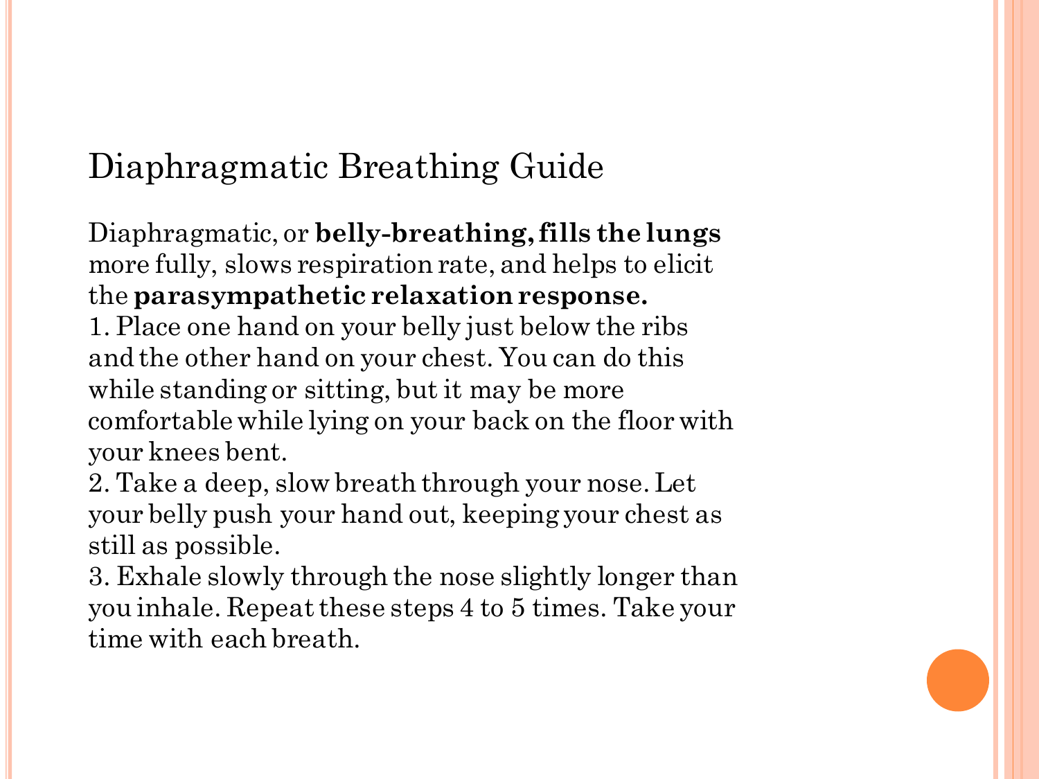# Diaphragmatic Breathing Guide

Diaphragmatic, or **belly-breathing, fills the lungs** more fully, slows respiration rate, and helps to elicit the **parasympathetic relaxation response.**

1. Place one hand on your belly just below the ribs and the other hand on your chest. You can do this while standing or sitting, but it may be more comfortable while lying on your back on the floor with your knees bent.
2. Take a deep, slow breath through your nose. Let your belly push your hand out, keeping your chest as still as possible.
3. Exhale slowly through the nose slightly longer than you inhale. Repeat these steps 4 to 5 times. Take your time with each breath.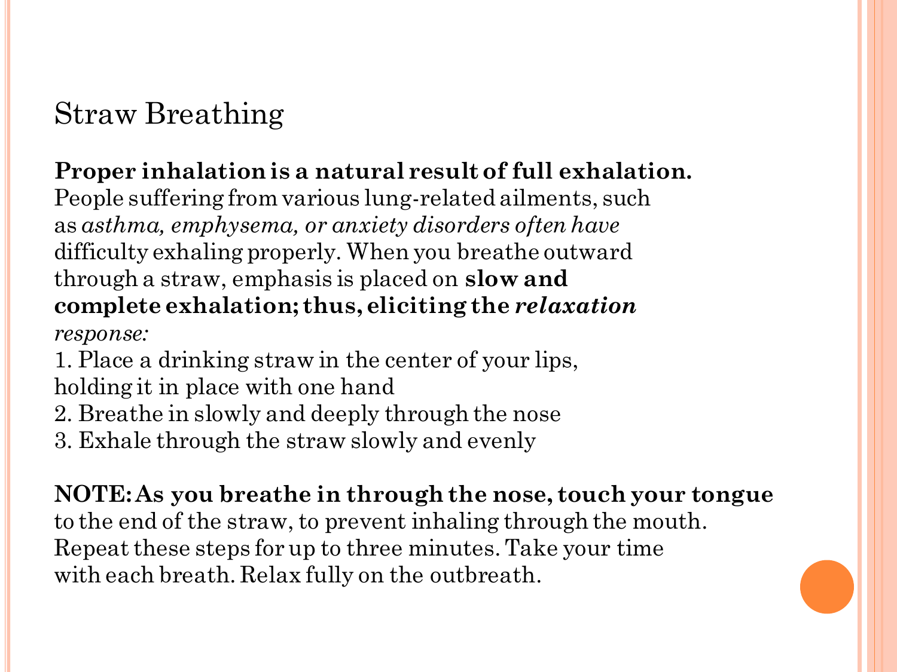# Straw Breathing

**Proper inhalation is a natural result of full exhalation.** People suffering from various lung-related ailments, such as *asthma, emphysema, or anxiety disorders often have* difficulty exhaling properly. When you breathe outward through a straw, emphasis is placed on **slow and complete exhalation; thus, eliciting the *relaxation*** *response:*

1. Place a drinking straw in the center of your lips, holding it in place with one hand
2. Breathe in slowly and deeply through the nose
3. Exhale through the straw slowly and evenly

**NOTE: As you breathe in through the nose, touch your tongue** to the end of the straw, to prevent inhaling through the mouth. Repeat these steps for up to three minutes. Take your time with each breath. Relax fully on the outbreath.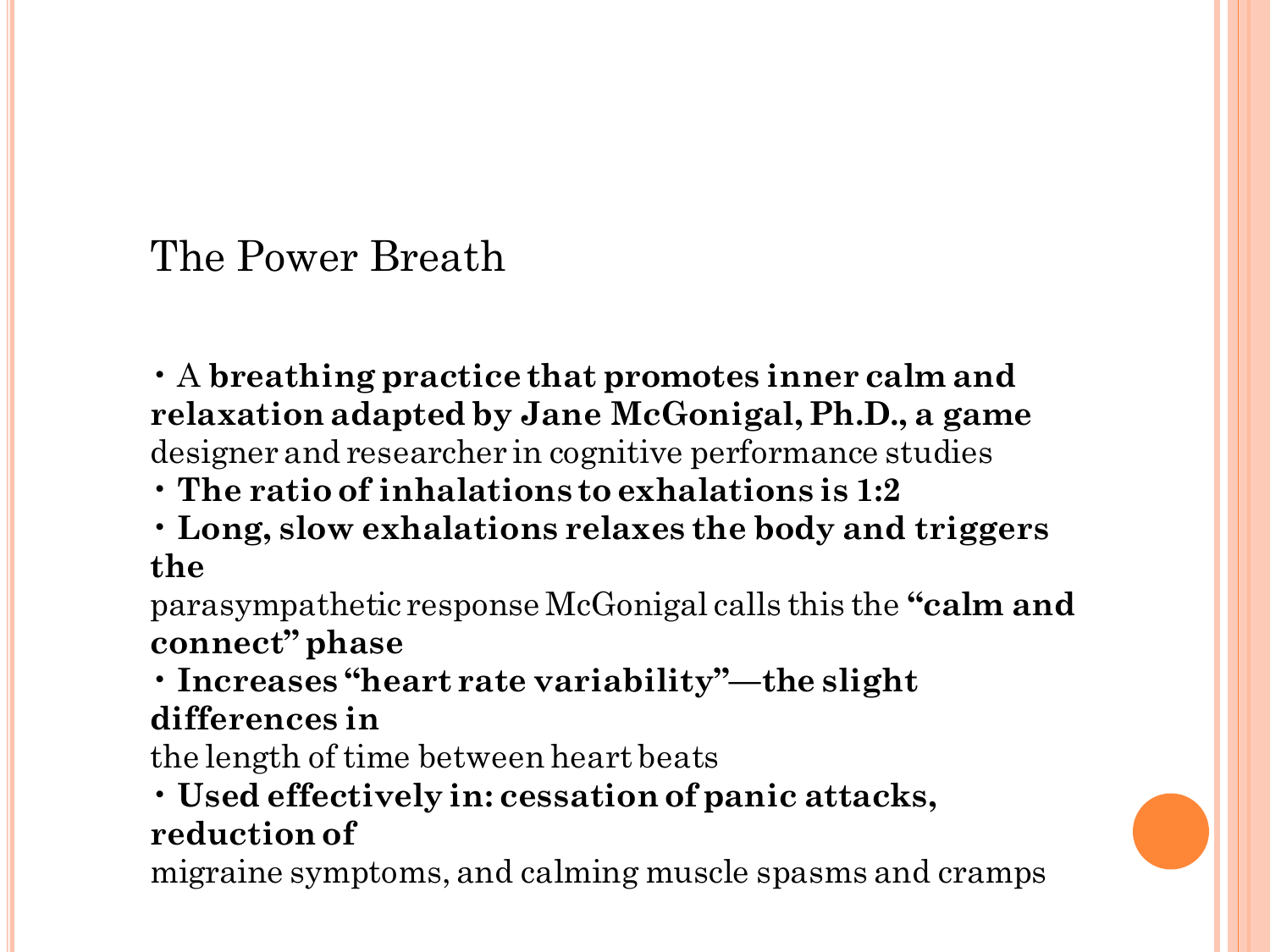# The Power Breath

- A **breathing practice that promotes inner calm and relaxation adapted by Jane McGonigal, Ph.D., a game** designer and researcher in cognitive performance studies
- **The ratio of inhalations to exhalations is 1:2**
- **Long, slow exhalations relaxes the body and triggers the** parasympathetic response McGonigal calls this the **"calm and connect" phase**
- **Increases "heart rate variability"—the slight differences in** the length of time between heart beats
- **Used effectively in: cessation of panic attacks, reduction of** migraine symptoms, and calming muscle spasms and cramps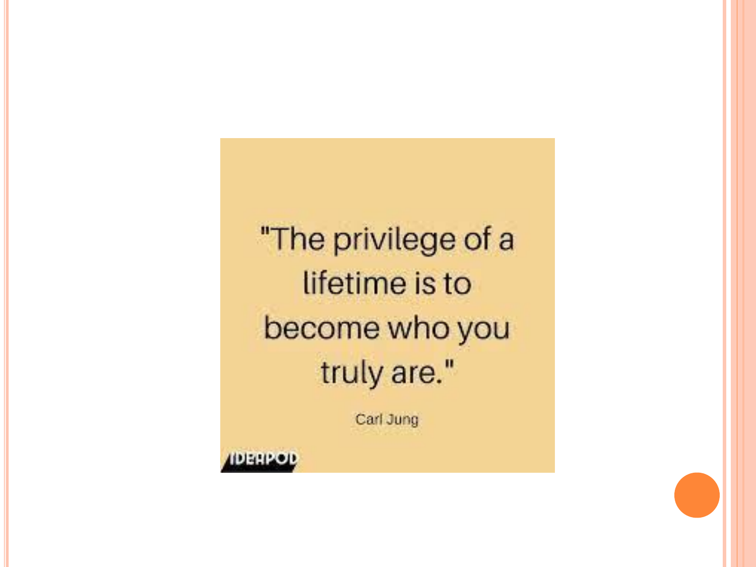"The privilege of a lifetime is to become who you truly are."

Carl Jung

IDEAPOD